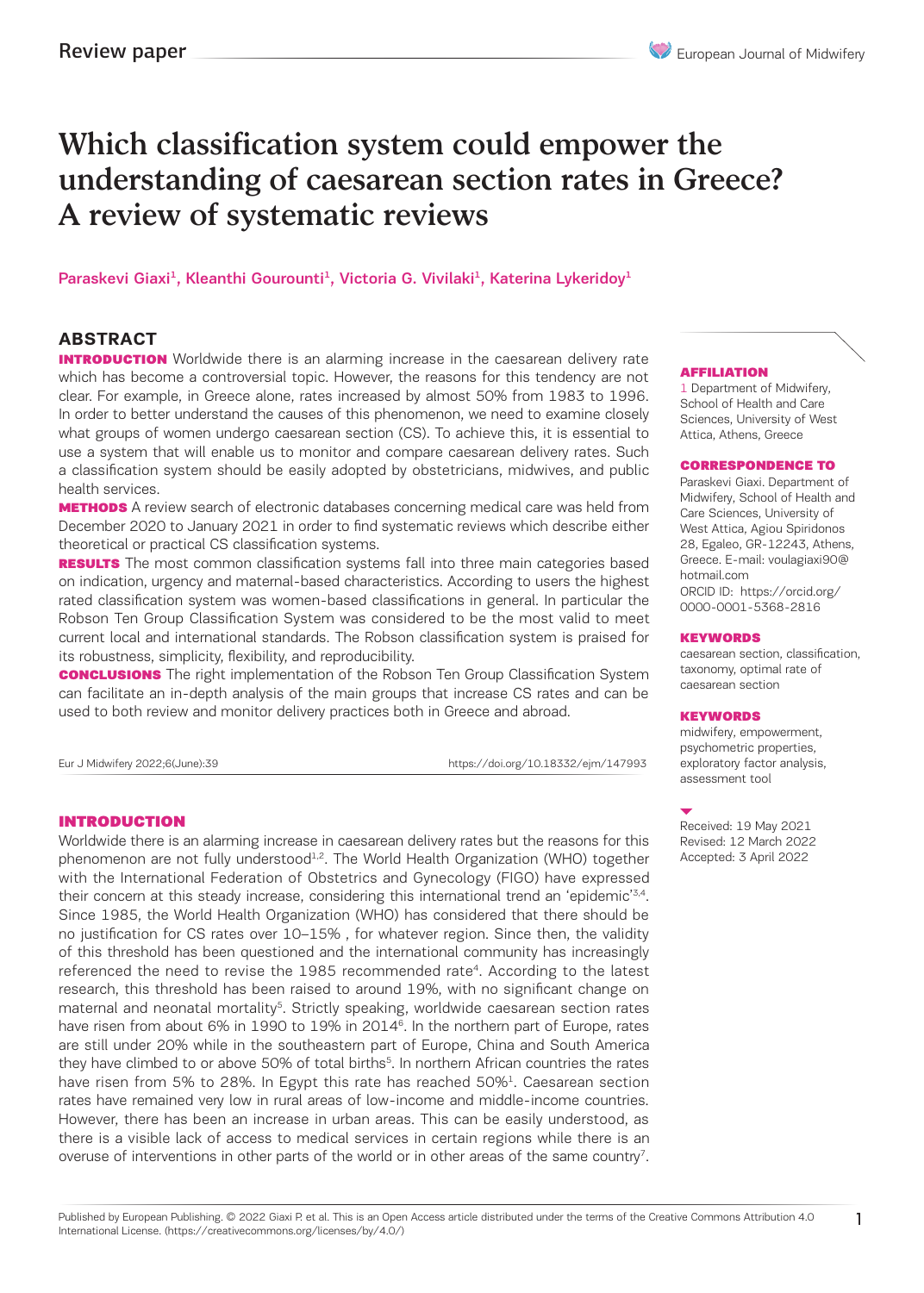Review paper

# Which classification system could empower the understanding of caesarean section rates in Greece? A review of systematic reviews

Paraskevi Giaxi[1], Kleanthi Gourounti[1], Victoria G. Vivilaki[1], Katerina Lykeridoy[1]

## ABSTRACT

**INTRODUCTION** Worldwide there is an alarming increase in the caesarean delivery rate which has become a controversial topic. However, the reasons for this tendency are not clear. For example, in Greece alone, rates increased by almost 50% from 1983 to 1996. In order to better understand the causes of this phenomenon, we need to examine closely what groups of women undergo caesarean section (CS). To achieve this, it is essential to use a system that will enable us to monitor and compare caesarean delivery rates. Such a classification system should be easily adopted by obstetricians, midwives, and public health services.

**METHODS** A review search of electronic databases concerning medical care was held from December 2020 to January 2021 in order to find systematic reviews which describe either theoretical or practical CS classification systems.

**RESULTS** The most common classification systems fall into three main categories based on indication, urgency and maternal-based characteristics. According to users the highest rated classification system was women-based classifications in general. In particular the Robson Ten Group Classification System was considered to be the most valid to meet current local and international standards. The Robson classification system is praised for its robustness, simplicity, flexibility, and reproducibility.

**CONCLUSIONS** The right implementation of the Robson Ten Group Classification System can facilitate an in-depth analysis of the main groups that increase CS rates and can be used to both review and monitor delivery practices both in Greece and abroad.

Eur J Midwifery 2022;6(June):39 https://doi.org/10.18332/ejm/147993

**AFFILIATION**
1 Department of Midwifery, School of Health and Care Sciences, University of West Attica, Athens, Greece

**CORRESPONDENCE TO**
Paraskevi Giaxi. Department of Midwifery, School of Health and Care Sciences, University of West Attica, Agiou Spiridonos 28, Egaleo, GR-12243, Athens, Greece. E-mail: voulagiaxi90@hotmail.com
ORCID ID: https://orcid.org/0000-0001-5368-2816

**KEYWORDS**
caesarean section, classification, taxonomy, optimal rate of caesarean section

**KEYWORDS**
midwifery, empowerment, psychometric properties, exploratory factor analysis, assessment tool

Received: 19 May 2021
Revised: 12 March 2022
Accepted: 3 April 2022

## INTRODUCTION

Worldwide there is an alarming increase in caesarean delivery rates but the reasons for this phenomenon are not fully understood[1,2]. The World Health Organization (WHO) together with the International Federation of Obstetrics and Gynecology (FIGO) have expressed their concern at this steady increase, considering this international trend an 'epidemic'[3,4]. Since 1985, the World Health Organization (WHO) has considered that there should be no justification for CS rates over 10–15% , for whatever region. Since then, the validity of this threshold has been questioned and the international community has increasingly referenced the need to revise the 1985 recommended rate[4]. According to the latest research, this threshold has been raised to around 19%, with no significant change on maternal and neonatal mortality[5]. Strictly speaking, worldwide caesarean section rates have risen from about 6% in 1990 to 19% in 2014[6]. In the northern part of Europe, rates are still under 20% while in the southeastern part of Europe, China and South America they have climbed to or above 50% of total births[5]. In northern African countries the rates have risen from 5% to 28%. In Egypt this rate has reached 50%[1]. Caesarean section rates have remained very low in rural areas of low-income and middle-income countries. However, there has been an increase in urban areas. This can be easily understood, as there is a visible lack of access to medical services in certain regions while there is an overuse of interventions in other parts of the world or in other areas of the same country[7].

Published by European Publishing. © 2022 Giaxi P. et al. This is an Open Access article distributed under the terms of the Creative Commons Attribution 4.0 International License. (https://creativecommons.org/licenses/by/4.0/)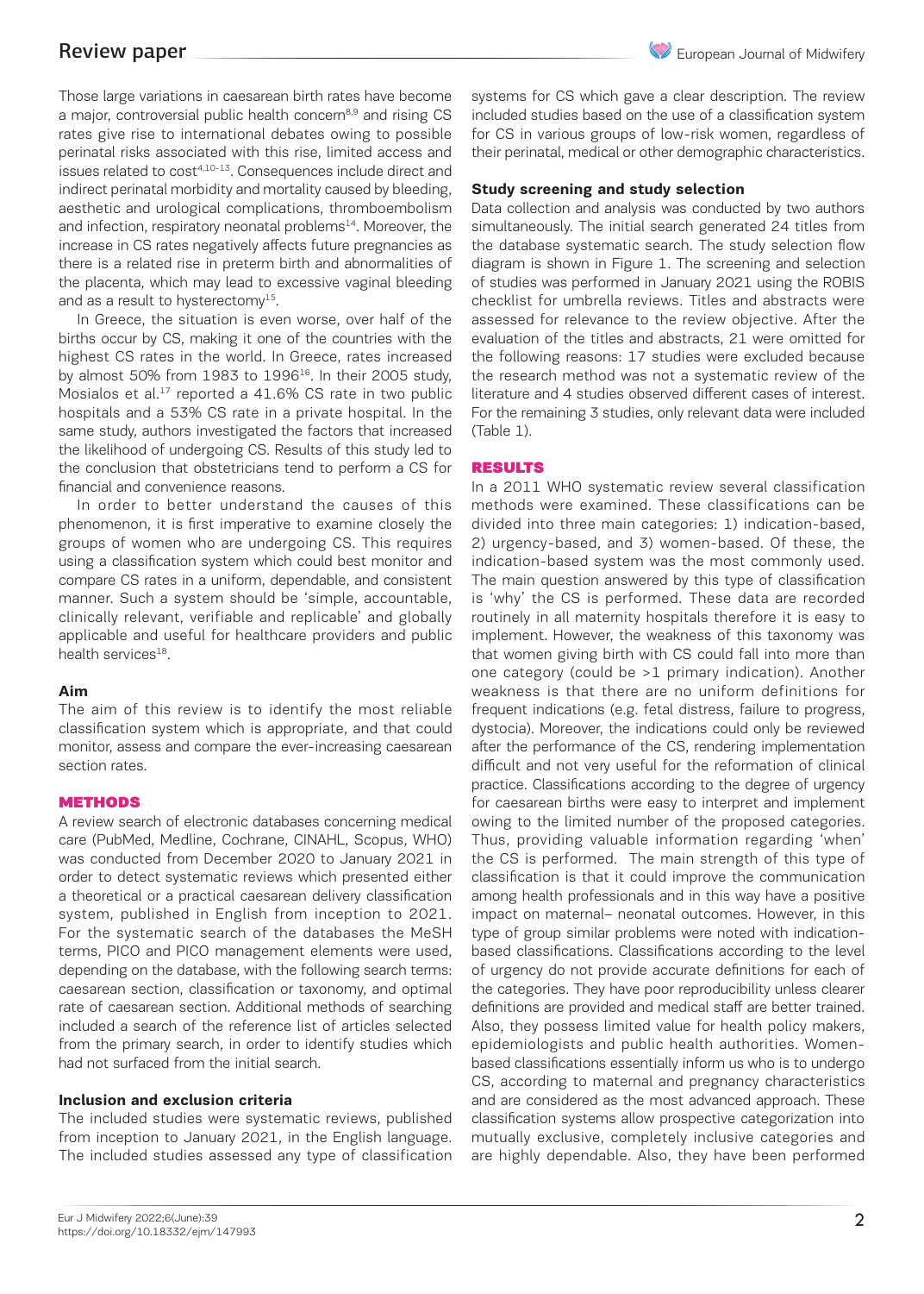Those large variations in caesarean birth rates have become a major, controversial public health concern[8,9] and rising CS rates give rise to international debates owing to possible perinatal risks associated with this rise, limited access and issues related to cost[4,10-13]. Consequences include direct and indirect perinatal morbidity and mortality caused by bleeding, aesthetic and urological complications, thromboembolism and infection, respiratory neonatal problems[14]. Moreover, the increase in CS rates negatively affects future pregnancies as there is a related rise in preterm birth and abnormalities of the placenta, which may lead to excessive vaginal bleeding and as a result to hysterectomy[15].

In Greece, the situation is even worse, over half of the births occur by CS, making it one of the countries with the highest CS rates in the world. In Greece, rates increased by almost 50% from 1983 to 1996[16]. In their 2005 study, Mosialos et al.[17] reported a 41.6% CS rate in two public hospitals and a 53% CS rate in a private hospital. In the same study, authors investigated the factors that increased the likelihood of undergoing CS. Results of this study led to the conclusion that obstetricians tend to perform a CS for financial and convenience reasons.

In order to better understand the causes of this phenomenon, it is first imperative to examine closely the groups of women who are undergoing CS. This requires using a classification system which could best monitor and compare CS rates in a uniform, dependable, and consistent manner. Such a system should be 'simple, accountable, clinically relevant, verifiable and replicable' and globally applicable and useful for healthcare providers and public health services[18].

### Aim

The aim of this review is to identify the most reliable classification system which is appropriate, and that could monitor, assess and compare the ever-increasing caesarean section rates.

## METHODS

A review search of electronic databases concerning medical care (PubMed, Medline, Cochrane, CINAHL, Scopus, WHO) was conducted from December 2020 to January 2021 in order to detect systematic reviews which presented either a theoretical or a practical caesarean delivery classification system, published in English from inception to 2021. For the systematic search of the databases the MeSH terms, PICO and PICO management elements were used, depending on the database, with the following search terms: caesarean section, classification or taxonomy, and optimal rate of caesarean section. Additional methods of searching included a search of the reference list of articles selected from the primary search, in order to identify studies which had not surfaced from the initial search.

### Inclusion and exclusion criteria

The included studies were systematic reviews, published from inception to January 2021, in the English language. The included studies assessed any type of classification systems for CS which gave a clear description. The review included studies based on the use of a classification system for CS in various groups of low-risk women, regardless of their perinatal, medical or other demographic characteristics.

### Study screening and study selection

Data collection and analysis was conducted by two authors simultaneously. The initial search generated 24 titles from the database systematic search. The study selection flow diagram is shown in Figure 1. The screening and selection of studies was performed in January 2021 using the ROBIS checklist for umbrella reviews. Titles and abstracts were assessed for relevance to the review objective. After the evaluation of the titles and abstracts, 21 were omitted for the following reasons: 17 studies were excluded because the research method was not a systematic review of the literature and 4 studies observed different cases of interest. For the remaining 3 studies, only relevant data were included (Table 1).

## RESULTS

In a 2011 WHO systematic review several classification methods were examined. These classifications can be divided into three main categories: 1) indication-based, 2) urgency-based, and 3) women-based. Of these, the indication-based system was the most commonly used. The main question answered by this type of classification is 'why' the CS is performed. These data are recorded routinely in all maternity hospitals therefore it is easy to implement. However, the weakness of this taxonomy was that women giving birth with CS could fall into more than one category (could be >1 primary indication). Another weakness is that there are no uniform definitions for frequent indications (e.g. fetal distress, failure to progress, dystocia). Moreover, the indications could only be reviewed after the performance of the CS, rendering implementation difficult and not very useful for the reformation of clinical practice. Classifications according to the degree of urgency for caesarean births were easy to interpret and implement owing to the limited number of the proposed categories. Thus, providing valuable information regarding 'when' the CS is performed. The main strength of this type of classification is that it could improve the communication among health professionals and in this way have a positive impact on maternal– neonatal outcomes. However, in this type of group similar problems were noted with indication-based classifications. Classifications according to the level of urgency do not provide accurate definitions for each of the categories. They have poor reproducibility unless clearer definitions are provided and medical staff are better trained. Also, they possess limited value for health policy makers, epidemiologists and public health authorities. Women-based classifications essentially inform us who is to undergo CS, according to maternal and pregnancy characteristics and are considered as the most advanced approach. These classification systems allow prospective categorization into mutually exclusive, completely inclusive categories and are highly dependable. Also, they have been performed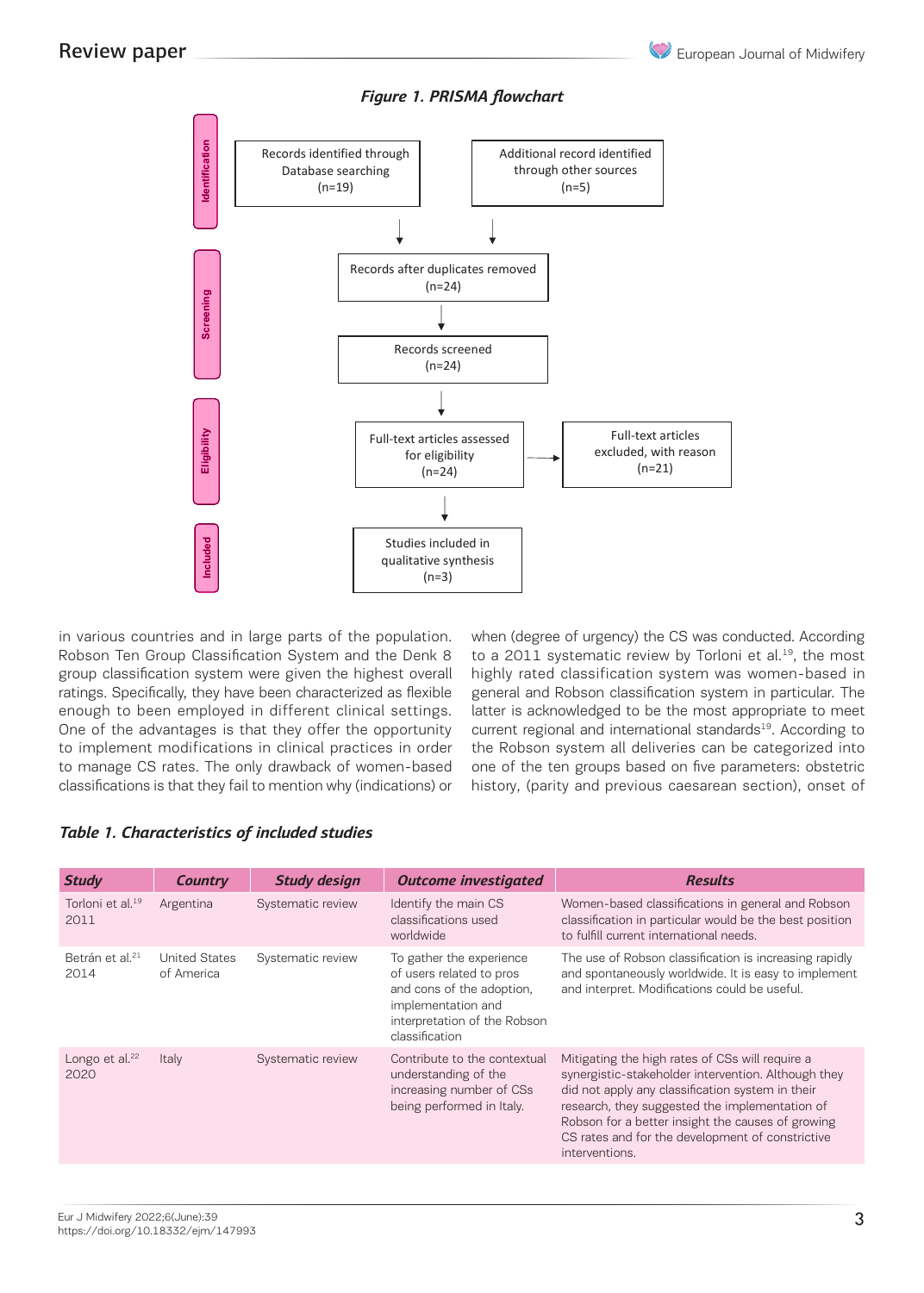*Figure 1. PRISMA flowchart*

**Identification**

Records identified through Database searching (n=19)

Additional record identified through other sources (n=5)

**Screening**

Records after duplicates removed (n=24)

Records screened (n=24)

**Eligibility**

Full-text articles assessed for eligibility (n=24)

Full-text articles excluded, with reason (n=21)

**Included**

Studies included in qualitative synthesis (n=3)

in various countries and in large parts of the population. Robson Ten Group Classification System and the Denk 8 group classification system were given the highest overall ratings. Specifically, they have been characterized as flexible enough to been employed in different clinical settings. One of the advantages is that they offer the opportunity to implement modifications in clinical practices in order to manage CS rates. The only drawback of women-based classifications is that they fail to mention why (indications) or when (degree of urgency) the CS was conducted. According to a 2011 systematic review by Torloni et al.[19], the most highly rated classification system was women-based in general and Robson classification system in particular. The latter is acknowledged to be the most appropriate to meet current regional and international standards[19]. According to the Robson system all deliveries can be categorized into one of the ten groups based on five parameters: obstetric history, (parity and previous caesarean section), onset of

*Table 1. Characteristics of included studies*

| Study | Country | Study design | Outcome investigated | Results |
|---|---|---|---|---|
| Torloni et al.[19] 2011 | Argentina | Systematic review | Identify the main CS classifications used worldwide | Women-based classifications in general and Robson classification in particular would be the best position to fulfill current international needs. |
| Betrán et al.[21] 2014 | United States of America | Systematic review | To gather the experience of users related to pros and cons of the adoption, implementation and interpretation of the Robson classification | The use of Robson classification is increasing rapidly and spontaneously worldwide. It is easy to implement and interpret. Modifications could be useful. |
| Longo et al.[22] 2020 | Italy | Systematic review | Contribute to the contextual understanding of the increasing number of CSs being performed in Italy. | Mitigating the high rates of CSs will require a synergistic-stakeholder intervention. Although they did not apply any classification system in their research, they suggested the implementation of Robson for a better insight the causes of growing CS rates and for the development of constrictive interventions. |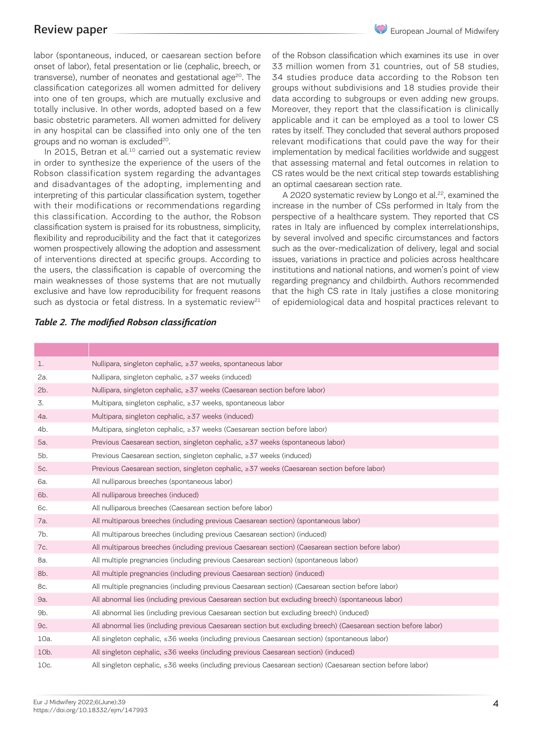labor (spontaneous, induced, or caesarean section before onset of labor), fetal presentation or lie (cephalic, breech, or transverse), number of neonates and gestational age[20]. The classification categorizes all women admitted for delivery into one of ten groups, which are mutually exclusive and totally inclusive. In other words, adopted based on a few basic obstetric parameters. All women admitted for delivery in any hospital can be classified into only one of the ten groups and no woman is excluded[20].

In 2015, Betran et al.[10] carried out a systematic review in order to synthesize the experience of the users of the Robson classification system regarding the advantages and disadvantages of the adopting, implementing and interpreting of this particular classification system, together with their modifications or recommendations regarding this classification. According to the author, the Robson classification system is praised for its robustness, simplicity, flexibility and reproducibility and the fact that it categorizes women prospectively allowing the adoption and assessment of interventions directed at specific groups. According to the users, the classification is capable of overcoming the main weaknesses of those systems that are not mutually exclusive and have low reproducibility for frequent reasons such as dystocia or fetal distress. In a systematic review[21] of the Robson classification which examines its use in over 33 million women from 31 countries, out of 58 studies, 34 studies produce data according to the Robson ten groups without subdivisions and 18 studies provide their data according to subgroups or even adding new groups. Moreover, they report that the classification is clinically applicable and it can be employed as a tool to lower CS rates by itself. They concluded that several authors proposed relevant modifications that could pave the way for their implementation by medical facilities worldwide and suggest that assessing maternal and fetal outcomes in relation to CS rates would be the next critical step towards establishing an optimal caesarean section rate.

A 2020 systematic review by Longo et al.[22], examined the increase in the number of CSs performed in Italy from the perspective of a healthcare system. They reported that CS rates in Italy are influenced by complex interrelationships, by several involved and specific circumstances and factors such as the over-medicalization of delivery, legal and social issues, variations in practice and policies across healthcare institutions and national nations, and women's point of view regarding pregnancy and childbirth. Authors recommended that the high CS rate in Italy justifies a close monitoring of epidemiological data and hospital practices relevant to

***Table 2. The modified Robson classification***

| | |
|---|---|
| 1. | Nullipara, singleton cephalic, ≥37 weeks, spontaneous labor |
| 2a. | Nullipara, singleton cephalic, ≥37 weeks (induced) |
| 2b. | Nullipara, singleton cephalic, ≥37 weeks (Caesarean section before labor) |
| 3. | Multipara, singleton cephalic, ≥37 weeks, spontaneous labor |
| 4a. | Multipara, singleton cephalic, ≥37 weeks (induced) |
| 4b. | Multipara, singleton cephalic, ≥37 weeks (Caesarean section before labor) |
| 5a. | Previous Caesarean section, singleton cephalic, ≥37 weeks (spontaneous labor) |
| 5b. | Previous Caesarean section, singleton cephalic, ≥37 weeks (induced) |
| 5c. | Previous Caesarean section, singleton cephalic, ≥37 weeks (Caesarean section before labor) |
| 6a. | All nulliparous breeches (spontaneous labor) |
| 6b. | All nulliparous breeches (induced) |
| 6c. | All nulliparous breeches (Caesarean section before labor) |
| 7a. | All multiparous breeches (including previous Caesarean section) (spontaneous labor) |
| 7b. | All multiparous breeches (including previous Caesarean section) (induced) |
| 7c. | All multiparous breeches (including previous Caesarean section) (Caesarean section before labor) |
| 8a. | All multiple pregnancies (including previous Caesarean section) (spontaneous labor) |
| 8b. | All multiple pregnancies (including previous Caesarean section) (induced) |
| 8c. | All multiple pregnancies (including previous Caesarean section) (Caesarean section before labor) |
| 9a. | All abnormal lies (including previous Caesarean section but excluding breech) (spontaneous labor) |
| 9b. | All abnormal lies (including previous Caesarean section but excluding breech) (induced) |
| 9c. | All abnormal lies (including previous Caesarean section but excluding breech) (Caesarean section before labor) |
| 10a. | All singleton cephalic, ≤36 weeks (including previous Caesarean section) (spontaneous labor) |
| 10b. | All singleton cephalic, ≤36 weeks (including previous Caesarean section) (induced) |
| 10c. | All singleton cephalic, ≤36 weeks (including previous Caesarean section) (Caesarean section before labor) |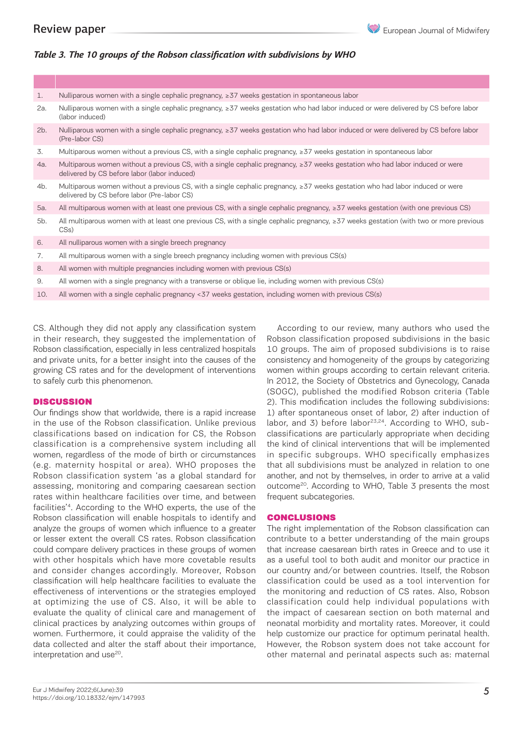*Table 3. The 10 groups of the Robson classification with subdivisions by WHO*

| | |
|---|---|
| 1. | Nulliparous women with a single cephalic pregnancy, ≥37 weeks gestation in spontaneous labor |
| 2a. | Nulliparous women with a single cephalic pregnancy, ≥37 weeks gestation who had labor induced or were delivered by CS before labor (labor induced) |
| 2b. | Nulliparous women with a single cephalic pregnancy, ≥37 weeks gestation who had labor induced or were delivered by CS before labor (Pre-labor CS) |
| 3. | Multiparous women without a previous CS, with a single cephalic pregnancy, ≥37 weeks gestation in spontaneous labor |
| 4a. | Multiparous women without a previous CS, with a single cephalic pregnancy, ≥37 weeks gestation who had labor induced or were delivered by CS before labor (labor induced) |
| 4b. | Multiparous women without a previous CS, with a single cephalic pregnancy, ≥37 weeks gestation who had labor induced or were delivered by CS before labor (Pre-labor CS) |
| 5a. | All multiparous women with at least one previous CS, with a single cephalic pregnancy, ≥37 weeks gestation (with one previous CS) |
| 5b. | All multiparous women with at least one previous CS, with a single cephalic pregnancy, ≥37 weeks gestation (with two or more previous CSs) |
| 6. | All nulliparous women with a single breech pregnancy |
| 7. | All multiparous women with a single breech pregnancy including women with previous CS(s) |
| 8. | All women with multiple pregnancies including women with previous CS(s) |
| 9. | All women with a single pregnancy with a transverse or oblique lie, including women with previous CS(s) |
| 10. | All women with a single cephalic pregnancy <37 weeks gestation, including women with previous CS(s) |

CS. Although they did not apply any classification system in their research, they suggested the implementation of Robson classification, especially in less centralized hospitals and private units, for a better insight into the causes of the growing CS rates and for the development of interventions to safely curb this phenomenon.

## DISCUSSION

Our findings show that worldwide, there is a rapid increase in the use of the Robson classification. Unlike previous classifications based on indication for CS, the Robson classification is a comprehensive system including all women, regardless of the mode of birth or circumstances (e.g. maternity hospital or area). WHO proposes the Robson classification system 'as a global standard for assessing, monitoring and comparing caesarean section rates within healthcare facilities over time, and between facilities'[4]. According to the WHO experts, the use of the Robson classification will enable hospitals to identify and analyze the groups of women which influence to a greater or lesser extent the overall CS rates. Robson classification could compare delivery practices in these groups of women with other hospitals which have more covetable results and consider changes accordingly. Moreover, Robson classification will help healthcare facilities to evaluate the effectiveness of interventions or the strategies employed at optimizing the use of CS. Also, it will be able to evaluate the quality of clinical care and management of clinical practices by analyzing outcomes within groups of women. Furthermore, it could appraise the validity of the data collected and alter the staff about their importance, interpretation and use[20].

According to our review, many authors who used the Robson classification proposed subdivisions in the basic 10 groups. The aim of proposed subdivisions is to raise consistency and homogeneity of the groups by categorizing women within groups according to certain relevant criteria. In 2012, the Society of Obstetrics and Gynecology, Canada (SOGC), published the modified Robson criteria (Table 2). This modification includes the following subdivisions: 1) after spontaneous onset of labor, 2) after induction of labor, and 3) before labor[23,24]. According to WHO, sub-classifications are particularly appropriate when deciding the kind of clinical interventions that will be implemented in specific subgroups. WHO specifically emphasizes that all subdivisions must be analyzed in relation to one another, and not by themselves, in order to arrive at a valid outcome[20]. According to WHO, Table 3 presents the most frequent subcategories.

## CONCLUSIONS

The right implementation of the Robson classification can contribute to a better understanding of the main groups that increase caesarean birth rates in Greece and to use it as a useful tool to both audit and monitor our practice in our country and/or between countries. Itself, the Robson classification could be used as a tool intervention for the monitoring and reduction of CS rates. Also, Robson classification could help individual populations with the impact of caesarean section on both maternal and neonatal morbidity and mortality rates. Moreover, it could help customize our practice for optimum perinatal health. However, the Robson system does not take account for other maternal and perinatal aspects such as: maternal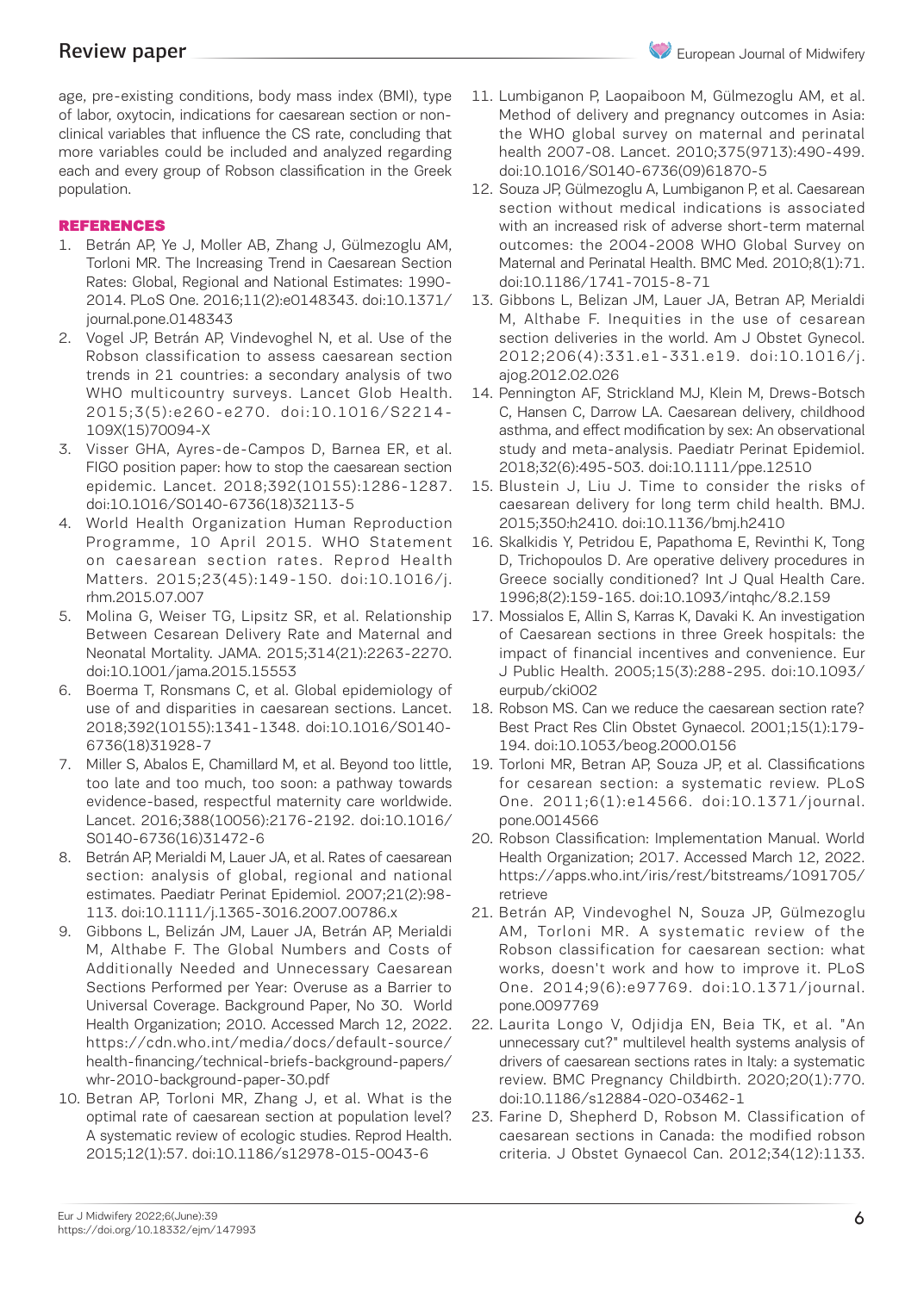age, pre-existing conditions, body mass index (BMI), type of labor, oxytocin, indications for caesarean section or non-clinical variables that influence the CS rate, concluding that more variables could be included and analyzed regarding each and every group of Robson classification in the Greek population.

## REFERENCES

1. Betrán AP, Ye J, Moller AB, Zhang J, Gülmezoglu AM, Torloni MR. The Increasing Trend in Caesarean Section Rates: Global, Regional and National Estimates: 1990-2014. PLoS One. 2016;11(2):e0148343. doi:10.1371/journal.pone.0148343
2. Vogel JP, Betrán AP, Vindevoghel N, et al. Use of the Robson classification to assess caesarean section trends in 21 countries: a secondary analysis of two WHO multicountry surveys. Lancet Glob Health. 2015;3(5):e260-e270. doi:10.1016/S2214-109X(15)70094-X
3. Visser GHA, Ayres-de-Campos D, Barnea ER, et al. FIGO position paper: how to stop the caesarean section epidemic. Lancet. 2018;392(10155):1286-1287. doi:10.1016/S0140-6736(18)32113-5
4. World Health Organization Human Reproduction Programme, 10 April 2015. WHO Statement on caesarean section rates. Reprod Health Matters. 2015;23(45):149-150. doi:10.1016/j.rhm.2015.07.007
5. Molina G, Weiser TG, Lipsitz SR, et al. Relationship Between Cesarean Delivery Rate and Maternal and Neonatal Mortality. JAMA. 2015;314(21):2263-2270. doi:10.1001/jama.2015.15553
6. Boerma T, Ronsmans C, et al. Global epidemiology of use of and disparities in caesarean sections. Lancet. 2018;392(10155):1341-1348. doi:10.1016/S0140-6736(18)31928-7
7. Miller S, Abalos E, Chamillard M, et al. Beyond too little, too late and too much, too soon: a pathway towards evidence-based, respectful maternity care worldwide. Lancet. 2016;388(10056):2176-2192. doi:10.1016/S0140-6736(16)31472-6
8. Betrán AP, Merialdi M, Lauer JA, et al. Rates of caesarean section: analysis of global, regional and national estimates. Paediatr Perinat Epidemiol. 2007;21(2):98-113. doi:10.1111/j.1365-3016.2007.00786.x
9. Gibbons L, Belizán JM, Lauer JA, Betrán AP, Merialdi M, Althabe F. The Global Numbers and Costs of Additionally Needed and Unnecessary Caesarean Sections Performed per Year: Overuse as a Barrier to Universal Coverage. Background Paper, No 30. World Health Organization; 2010. Accessed March 12, 2022. https://cdn.who.int/media/docs/default-source/health-financing/technical-briefs-background-papers/whr-2010-background-paper-30.pdf
10. Betran AP, Torloni MR, Zhang J, et al. What is the optimal rate of caesarean section at population level? A systematic review of ecologic studies. Reprod Health. 2015;12(1):57. doi:10.1186/s12978-015-0043-6
11. Lumbiganon P, Laopaiboon M, Gülmezoglu AM, et al. Method of delivery and pregnancy outcomes in Asia: the WHO global survey on maternal and perinatal health 2007-08. Lancet. 2010;375(9713):490-499. doi:10.1016/S0140-6736(09)61870-5
12. Souza JP, Gülmezoglu A, Lumbiganon P, et al. Caesarean section without medical indications is associated with an increased risk of adverse short-term maternal outcomes: the 2004-2008 WHO Global Survey on Maternal and Perinatal Health. BMC Med. 2010;8(1):71. doi:10.1186/1741-7015-8-71
13. Gibbons L, Belizan JM, Lauer JA, Betran AP, Merialdi M, Althabe F. Inequities in the use of cesarean section deliveries in the world. Am J Obstet Gynecol. 2012;206(4):331.e1-331.e19. doi:10.1016/j.ajog.2012.02.026
14. Pennington AF, Strickland MJ, Klein M, Drews-Botsch C, Hansen C, Darrow LA. Caesarean delivery, childhood asthma, and effect modification by sex: An observational study and meta-analysis. Paediatr Perinat Epidemiol. 2018;32(6):495-503. doi:10.1111/ppe.12510
15. Blustein J, Liu J. Time to consider the risks of caesarean delivery for long term child health. BMJ. 2015;350:h2410. doi:10.1136/bmj.h2410
16. Skalkidis Y, Petridou E, Papathoma E, Revinthi K, Tong D, Trichopoulos D. Are operative delivery procedures in Greece socially conditioned? Int J Qual Health Care. 1996;8(2):159-165. doi:10.1093/intqhc/8.2.159
17. Mossialos E, Allin S, Karras K, Davaki K. An investigation of Caesarean sections in three Greek hospitals: the impact of financial incentives and convenience. Eur J Public Health. 2005;15(3):288-295. doi:10.1093/eurpub/cki002
18. Robson MS. Can we reduce the caesarean section rate? Best Pract Res Clin Obstet Gynaecol. 2001;15(1):179-194. doi:10.1053/beog.2000.0156
19. Torloni MR, Betran AP, Souza JP, et al. Classifications for cesarean section: a systematic review. PLoS One. 2011;6(1):e14566. doi:10.1371/journal.pone.0014566
20. Robson Classification: Implementation Manual. World Health Organization; 2017. Accessed March 12, 2022. https://apps.who.int/iris/rest/bitstreams/1091705/retrieve
21. Betrán AP, Vindevoghel N, Souza JP, Gülmezoglu AM, Torloni MR. A systematic review of the Robson classification for caesarean section: what works, doesn't work and how to improve it. PLoS One. 2014;9(6):e97769. doi:10.1371/journal.pone.0097769
22. Laurita Longo V, Odjidja EN, Beia TK, et al. "An unnecessary cut?" multilevel health systems analysis of drivers of caesarean sections rates in Italy: a systematic review. BMC Pregnancy Childbirth. 2020;20(1):770. doi:10.1186/s12884-020-03462-1
23. Farine D, Shepherd D, Robson M. Classification of caesarean sections in Canada: the modified robson criteria. J Obstet Gynaecol Can. 2012;34(12):1133.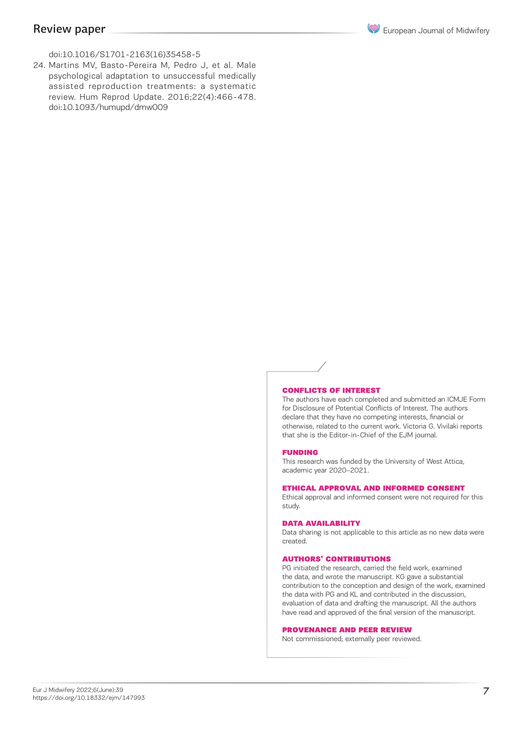doi:10.1016/S1701-2163(16)35458-5

24. Martins MV, Basto-Pereira M, Pedro J, et al. Male psychological adaptation to unsuccessful medically assisted reproduction treatments: a systematic review. Hum Reprod Update. 2016;22(4):466-478. doi:10.1093/humupd/dmw009

## CONFLICTS OF INTEREST

The authors have each completed and submitted an ICMJE Form for Disclosure of Potential Conflicts of Interest. The authors declare that they have no competing interests, financial or otherwise, related to the current work. Victoria G. Vivilaki reports that she is the Editor-in-Chief of the EJM journal.

## FUNDING

This research was funded by the University of West Attica, academic year 2020–2021.

## ETHICAL APPROVAL AND INFORMED CONSENT

Ethical approval and informed consent were not required for this study.

## DATA AVAILABILITY

Data sharing is not applicable to this article as no new data were created.

## AUTHORS' CONTRIBUTIONS

PG initiated the research, carried the field work, examined the data, and wrote the manuscript. KG gave a substantial contribution to the conception and design of the work, examined the data with PG and KL and contributed in the discussion, evaluation of data and drafting the manuscript. All the authors have read and approved of the final version of the manuscript.

## PROVENANCE AND PEER REVIEW

Not commissioned; externally peer reviewed.